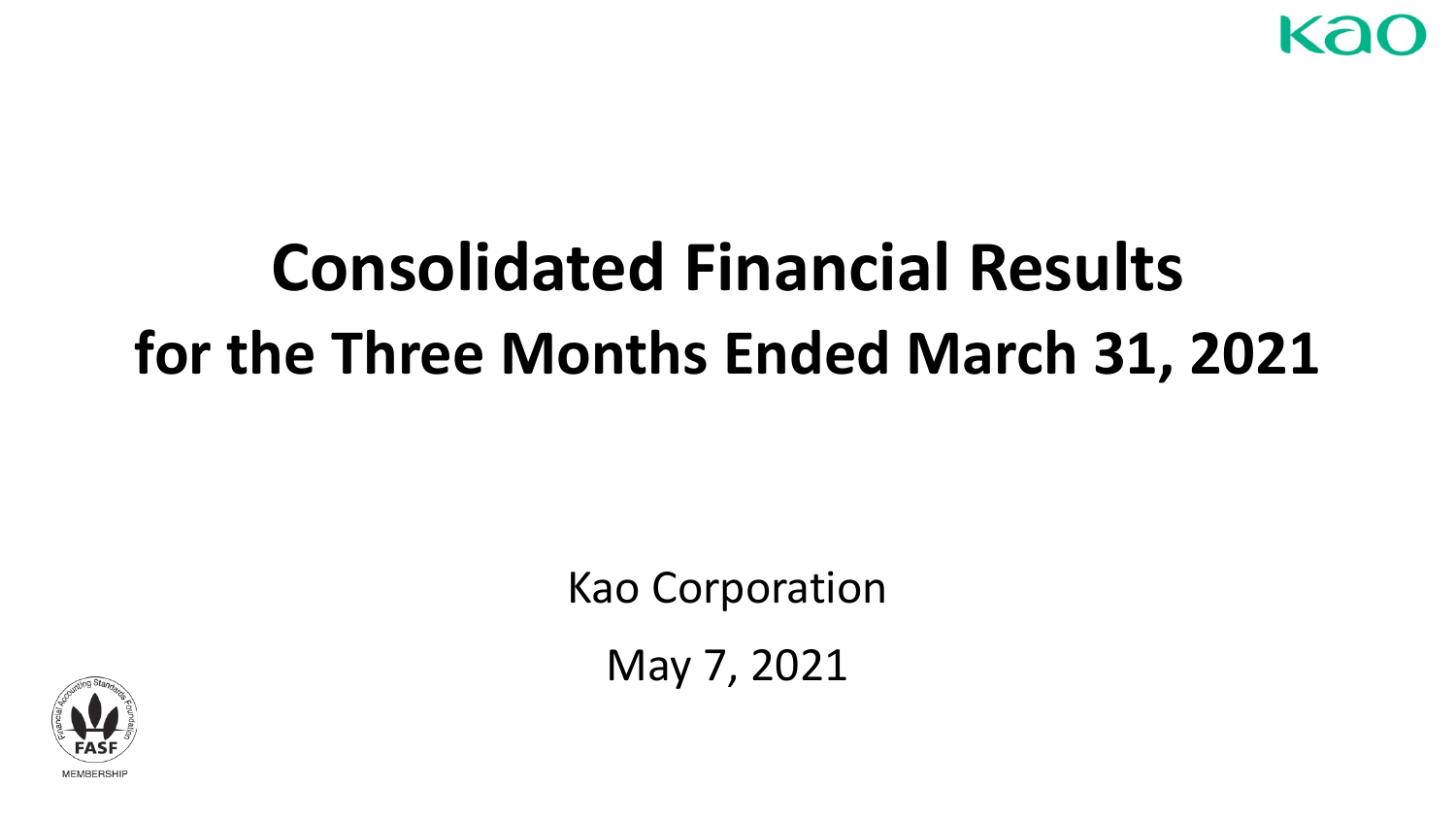Kao

# Consolidated Financial Results for the Three Months Ended March 31, 2021

Kao Corporation

May 7, 2021

FASF MEMBERSHIP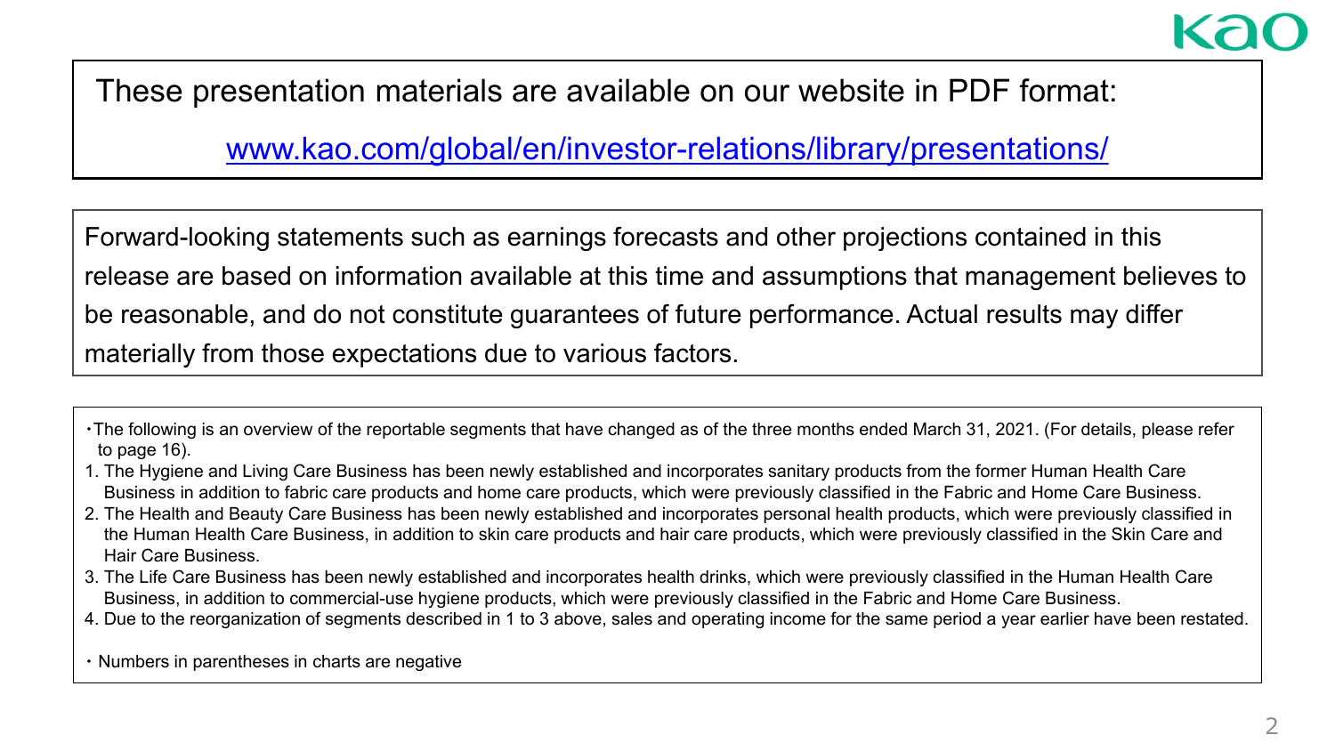These presentation materials are available on our website in PDF format:

www.kao.com/global/en/investor-relations/library/presentations/

Forward-looking statements such as earnings forecasts and other projections contained in this release are based on information available at this time and assumptions that management believes to be reasonable, and do not constitute guarantees of future performance. Actual results may differ materially from those expectations due to various factors.

・The following is an overview of the reportable segments that have changed as of the three months ended March 31, 2021. (For details, please refer to page 16).

1. The Hygiene and Living Care Business has been newly established and incorporates sanitary products from the former Human Health Care Business in addition to fabric care products and home care products, which were previously classified in the Fabric and Home Care Business.
2. The Health and Beauty Care Business has been newly established and incorporates personal health products, which were previously classified in the Human Health Care Business, in addition to skin care products and hair care products, which were previously classified in the Skin Care and Hair Care Business.
3. The Life Care Business has been newly established and incorporates health drinks, which were previously classified in the Human Health Care Business, in addition to commercial-use hygiene products, which were previously classified in the Fabric and Home Care Business.
4. Due to the reorganization of segments described in 1 to 3 above, sales and operating income for the same period a year earlier have been restated.

・Numbers in parentheses in charts are negative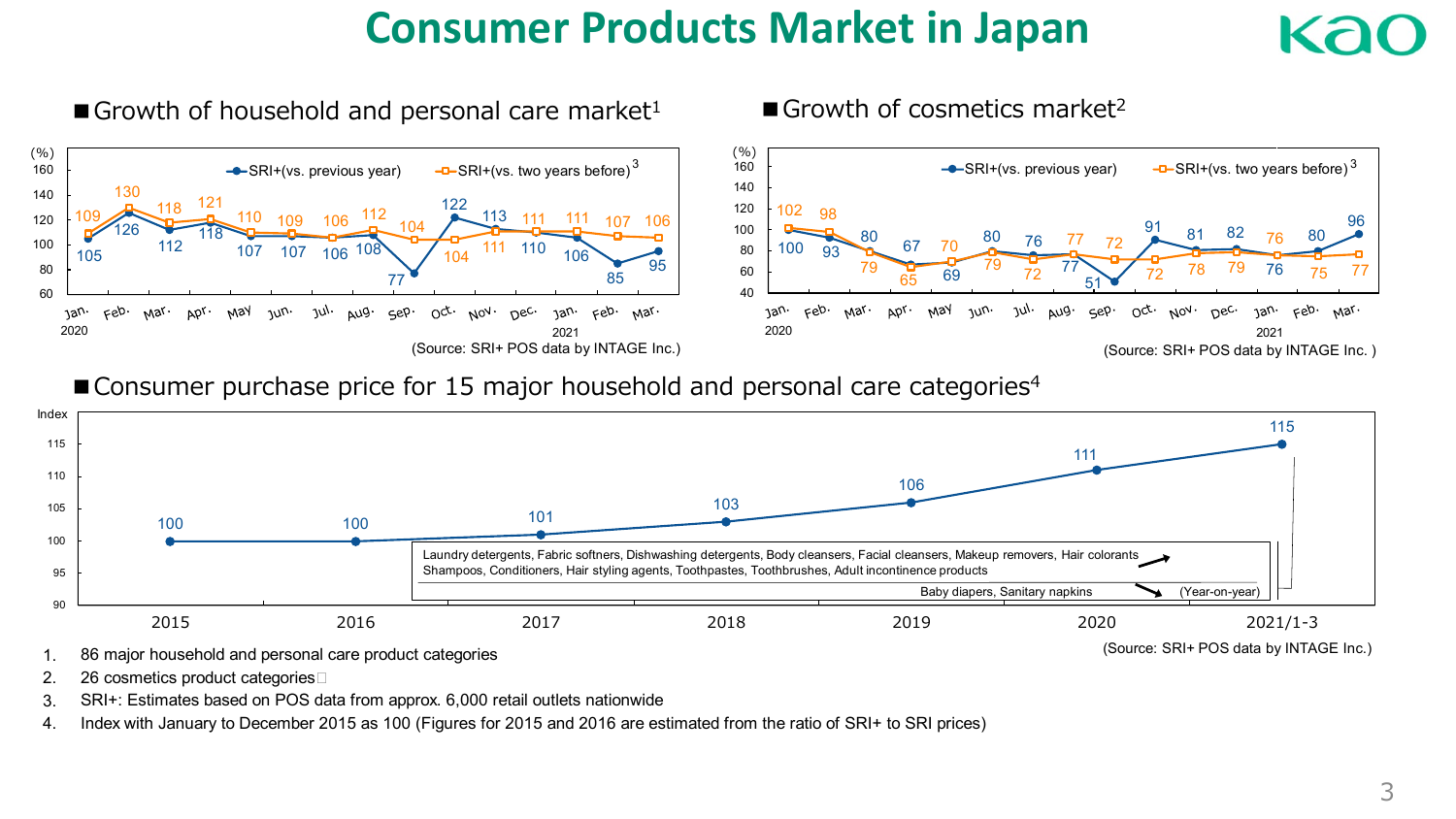# Consumer Products Market in Japan

■Growth of household and personal care market[1]

(%)
160
140
120
100
80
60

SRI+(vs. previous year)
SRI+(vs. two years before)[3]

109 130 118 121 110 109 106 112 104 104 111 111 107 106
105 126 112 118 107 107 106 108 77 122 113 110 106 85 95

Jan. Feb. Mar. Apr. May Jun. Jul. Aug. Sep. Oct. Nov. Dec. Jan. Feb. Mar.
2020 2021

(Source: SRI+ POS data by INTAGE Inc.)

■Growth of cosmetics market[2]

(%)
160
140
120
100
80
60
40

SRI+(vs. previous year)
SRI+(vs. two years before)[3]

102 98 79 65 70 79 72 77 72 72 78 79 76 75 77
100 93 80 67 69 80 76 77 51 91 81 82 76 80 96

Jan. Feb. Mar. Apr. May Jun. Jul. Aug. Sep. Oct. Nov. Dec. Jan. Feb. Mar.
2020 2021

(Source: SRI+ POS data by INTAGE Inc. )

■Consumer purchase price for 15 major household and personal care categories[4]

Index
115
110
105
100
95
90

100 100 101 103 106 111 115

2015 2016 2017 2018 2019 2020 2021/1-3

Laundry detergents, Fabric softners, Dishwashing detergents, Body cleansers, Facial cleansers, Makeup removers, Hair colorants
Shampoos, Conditioners, Hair styling agents, Toothpastes, Toothbrushes, Adult incontinence products

Baby diapers, Sanitary napkins (Year-on-year)

(Source: SRI+ POS data by INTAGE Inc.)

1. 86 major household and personal care product categories
2. 26 cosmetics product categories
3. SRI+: Estimates based on POS data from approx. 6,000 retail outlets nationwide
4. Index with January to December 2015 as 100 (Figures for 2015 and 2016 are estimated from the ratio of SRI+ to SRI prices)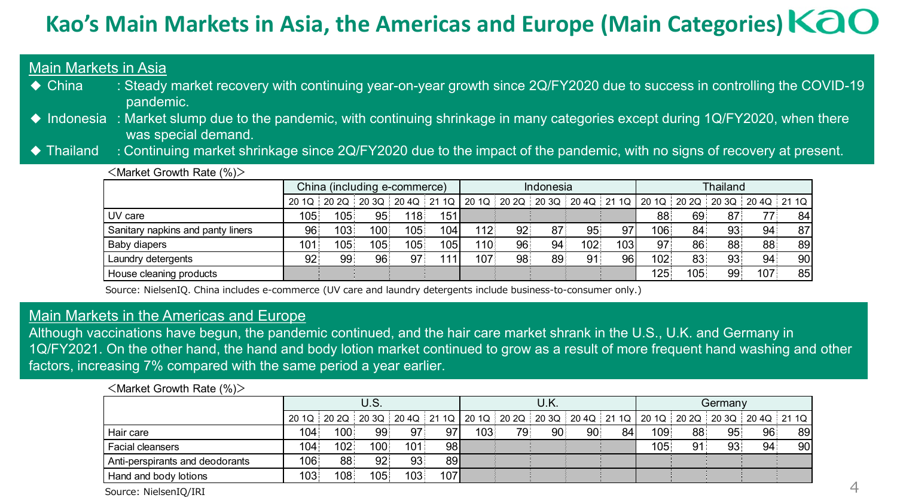# Kao's Main Markets in Asia, the Americas and Europe (Main Categories)

## Main Markets in Asia

- China : Steady market recovery with continuing year-on-year growth since 2Q/FY2020 due to success in controlling the COVID-19 pandemic.
- Indonesia : Market slump due to the pandemic, with continuing shrinkage in many categories except during 1Q/FY2020, when there was special demand.
- Thailand : Continuing market shrinkage since 2Q/FY2020 due to the impact of the pandemic, with no signs of recovery at present.

<Market Growth Rate (%)>

| | China (including e-commerce) | | | | | Indonesia | | | | | Thailand | | | | |
|---|---|---|---|---|---|---|---|---|---|---|---|---|---|---|---|
| | 20 1Q | 20 2Q | 20 3Q | 20 4Q | 21 1Q | 20 1Q | 20 2Q | 20 3Q | 20 4Q | 21 1Q | 20 1Q | 20 2Q | 20 3Q | 20 4Q | 21 1Q |
| UV care | 105 | 105 | 95 | 118 | 151 | | | | | | 88 | 69 | 87 | 77 | 84 |
| Sanitary napkins and panty liners | 96 | 103 | 100 | 105 | 104 | 112 | 92 | 87 | 95 | 97 | 106 | 84 | 93 | 94 | 87 |
| Baby diapers | 101 | 105 | 105 | 105 | 105 | 110 | 96 | 94 | 102 | 103 | 97 | 86 | 88 | 88 | 89 |
| Laundry detergents | 92 | 99 | 96 | 97 | 111 | 107 | 98 | 89 | 91 | 96 | 102 | 83 | 93 | 94 | 90 |
| House cleaning products | | | | | | | | | | | 125 | 105 | 99 | 107 | 85 |

Source: NielsenIQ. China includes e-commerce (UV care and laundry detergents include business-to-consumer only.)

## Main Markets in the Americas and Europe

Although vaccinations have begun, the pandemic continued, and the hair care market shrank in the U.S., U.K. and Germany in 1Q/FY2021. On the other hand, the hand and body lotion market continued to grow as a result of more frequent hand washing and other factors, increasing 7% compared with the same period a year earlier.

<Market Growth Rate (%)>

| | U.S. | | | | | U.K. | | | | | Germany | | | | |
|---|---|---|---|---|---|---|---|---|---|---|---|---|---|---|---|
| | 20 1Q | 20 2Q | 20 3Q | 20 4Q | 21 1Q | 20 1Q | 20 2Q | 20 3Q | 20 4Q | 21 1Q | 20 1Q | 20 2Q | 20 3Q | 20 4Q | 21 1Q |
| Hair care | 104 | 100 | 99 | 97 | 97 | 103 | 79 | 90 | 90 | 84 | 109 | 88 | 95 | 96 | 89 |
| Facial cleansers | 104 | 102 | 100 | 101 | 98 | | | | | | 105 | 91 | 93 | 94 | 90 |
| Anti-perspirants and deodorants | 106 | 88 | 92 | 93 | 89 | | | | | | | | | | |
| Hand and body lotions | 103 | 108 | 105 | 103 | 107 | | | | | | | | | | |

Source: NielsenIQ/IRI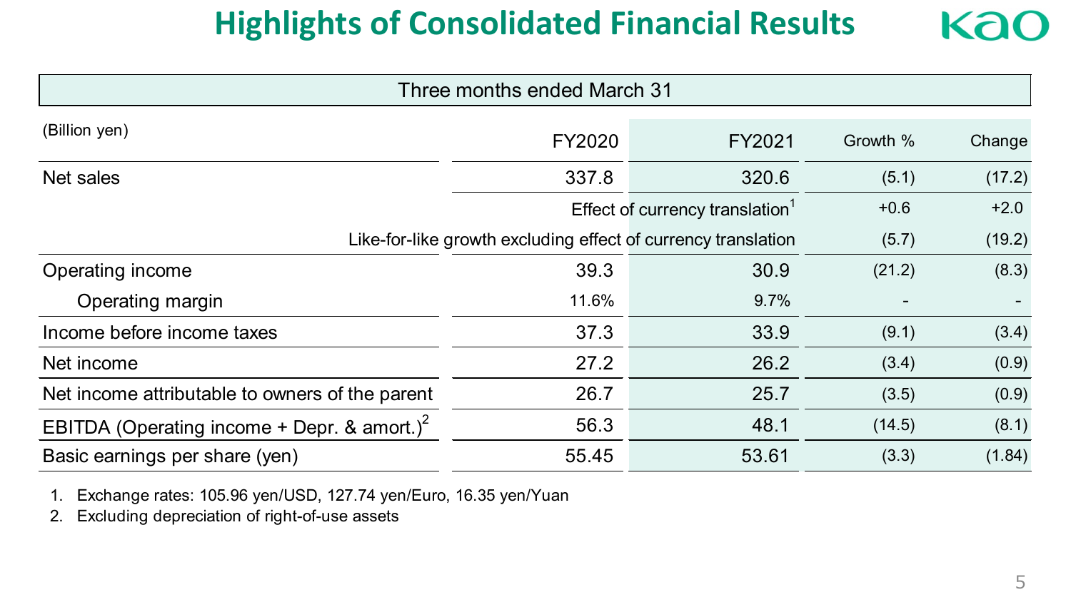# Highlights of Consolidated Financial Results

| Three months ended March 31 | | | | |
|---|---|---|---|---|
| (Billion yen) | FY2020 | FY2021 | Growth % | Change |
| Net sales | 337.8 | 320.6 | (5.1) | (17.2) |
| Effect of currency translation[1] | | | +0.6 | +2.0 |
| Like-for-like growth excluding effect of currency translation | | | (5.7) | (19.2) |
| Operating income | 39.3 | 30.9 | (21.2) | (8.3) |
| Operating margin | 11.6% | 9.7% | - | - |
| Income before income taxes | 37.3 | 33.9 | (9.1) | (3.4) |
| Net income | 27.2 | 26.2 | (3.4) | (0.9) |
| Net income attributable to owners of the parent | 26.7 | 25.7 | (3.5) | (0.9) |
| EBITDA (Operating income + Depr. & amort.)[2] | 56.3 | 48.1 | (14.5) | (8.1) |
| Basic earnings per share (yen) | 55.45 | 53.61 | (3.3) | (1.84) |

1. Exchange rates: 105.96 yen/USD, 127.74 yen/Euro, 16.35 yen/Yuan
2. Excluding depreciation of right-of-use assets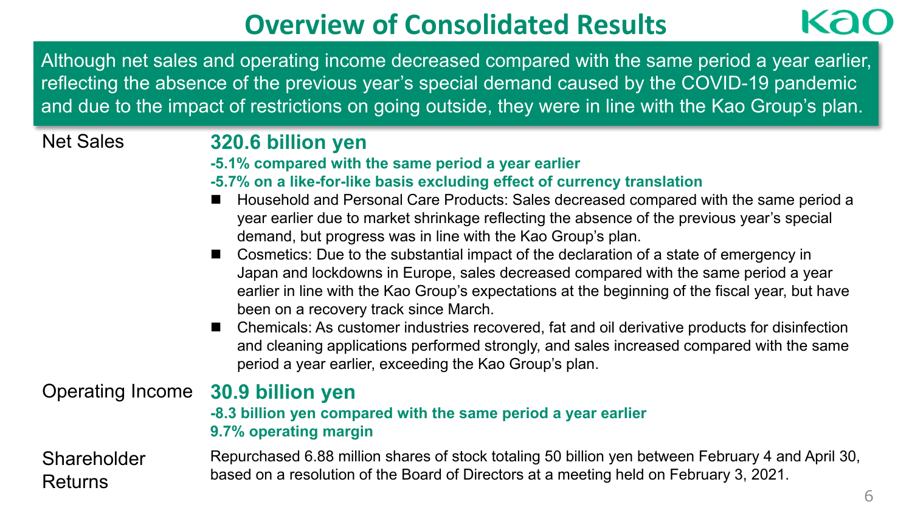# Overview of Consolidated Results

Although net sales and operating income decreased compared with the same period a year earlier, reflecting the absence of the previous year's special demand caused by the COVID-19 pandemic and due to the impact of restrictions on going outside, they were in line with the Kao Group's plan.

## Net Sales

**320.6 billion yen**

**-5.1% compared with the same period a year earlier**
**-5.7% on a like-for-like basis excluding effect of currency translation**

- Household and Personal Care Products: Sales decreased compared with the same period a year earlier due to market shrinkage reflecting the absence of the previous year's special demand, but progress was in line with the Kao Group's plan.
- Cosmetics: Due to the substantial impact of the declaration of a state of emergency in Japan and lockdowns in Europe, sales decreased compared with the same period a year earlier in line with the Kao Group's expectations at the beginning of the fiscal year, but have been on a recovery track since March.
- Chemicals: As customer industries recovered, fat and oil derivative products for disinfection and cleaning applications performed strongly, and sales increased compared with the same period a year earlier, exceeding the Kao Group's plan.

## Operating Income

**30.9 billion yen**

**-8.3 billion yen compared with the same period a year earlier**
**9.7% operating margin**

## Shareholder Returns

Repurchased 6.88 million shares of stock totaling 50 billion yen between February 4 and April 30, based on a resolution of the Board of Directors at a meeting held on February 3, 2021.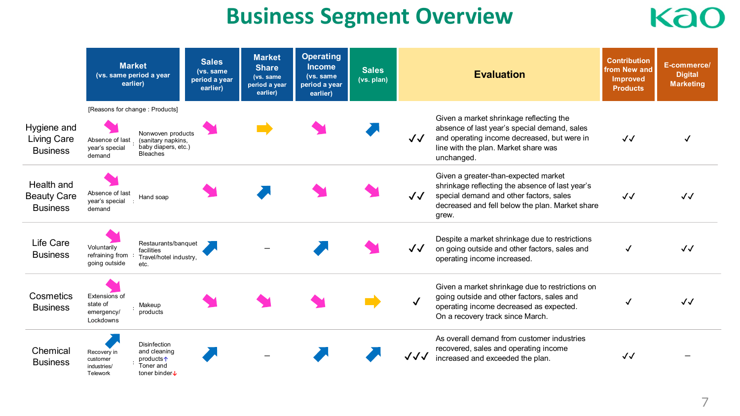# Business Segment Overview

| | Market (vs. same period a year earlier) [Reasons for change : Products] | Sales (vs. same period a year earlier) | Market Share (vs. same period a year earlier) | Operating Income (vs. same period a year earlier) | Sales (vs. plan) | Evaluation | | Contribution from New and Improved Products | E-commerce/ Digital Marketing |
|---|---|---|---|---|---|---|---|---|---|
| Hygiene and Living Care Business | ↘ Absence of last year's special demand : Nonwoven products (sanitary napkins, baby diapers, etc.) Bleaches | ↘ | → | ↘ | ↗ | ✓✓ | Given a market shrinkage reflecting the absence of last year's special demand, sales and operating income decreased, but were in line with the plan. Market share was unchanged. | ✓✓ | ✓ |
| Health and Beauty Care Business | ↘ Absence of last year's special demand : Hand soap | ↘ | ↗ | ↘ | ↘ | ✓✓ | Given a greater-than-expected market shrinkage reflecting the absence of last year's special demand and other factors, sales decreased and fell below the plan. Market share grew. | ✓✓ | ✓✓ |
| Life Care Business | ↘ Voluntarily refraining from going outside : Restaurants/banquet facilities Travel/hotel industry, etc. | ↗ | – | ↗ | ↘ | ✓✓ | Despite a market shrinkage due to restrictions on going outside and other factors, sales and operating income increased. | ✓ | ✓✓ |
| Cosmetics Business | ↘ Extensions of state of emergency/ Lockdowns : Makeup products | ↘ | ↘ | ↘ | → | ✓ | Given a market shrinkage due to restrictions on going outside and other factors, sales and operating income decreased as expected. On a recovery track since March. | ✓ | ✓✓ |
| Chemical Business | ↗ Recovery in customer industries/ Telework : Disinfection and cleaning products↑ Toner and toner binder↓ | ↗ | – | ↗ | ↗ | ✓✓✓ | As overall demand from customer industries recovered, sales and operating income increased and exceeded the plan. | ✓✓ | – |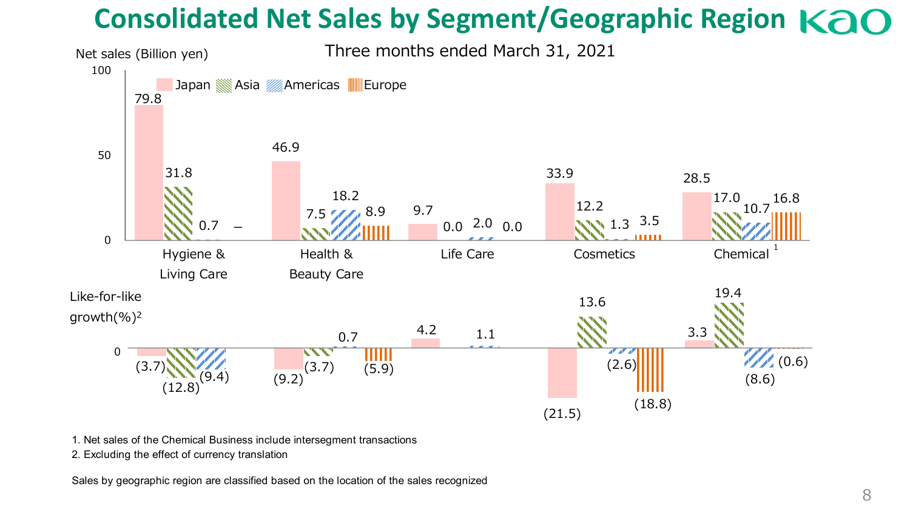# Consolidated Net Sales by Segment/Geographic Region

Three months ended March 31, 2021

Net sales (Billion yen)

100

50

0

Japan Asia Americas Europe

Hygiene & Living Care: 79.8, 31.8, 0.7, –

Health & Beauty Care: 46.9, 7.5, 18.2, 8.9

Life Care: 9.7, 0.0, 2.0, 0.0

Cosmetics: 33.9, 12.2, 1.3, 3.5

Chemical[1]: 28.5, 17.0, 10.7, 16.8

Like-for-like growth(%)[2]

0

Hygiene & Living Care: (3.7), (12.8), (9.4)

Health & Beauty Care: (9.2), (3.7), 0.7, (5.9)

Life Care: 4.2, 1.1

Cosmetics: (21.5), 13.6, (2.6), (18.8)

Chemical: 3.3, 19.4, (8.6), (0.6)

1. Net sales of the Chemical Business include intersegment transactions
2. Excluding the effect of currency translation

Sales by geographic region are classified based on the location of the sales recognized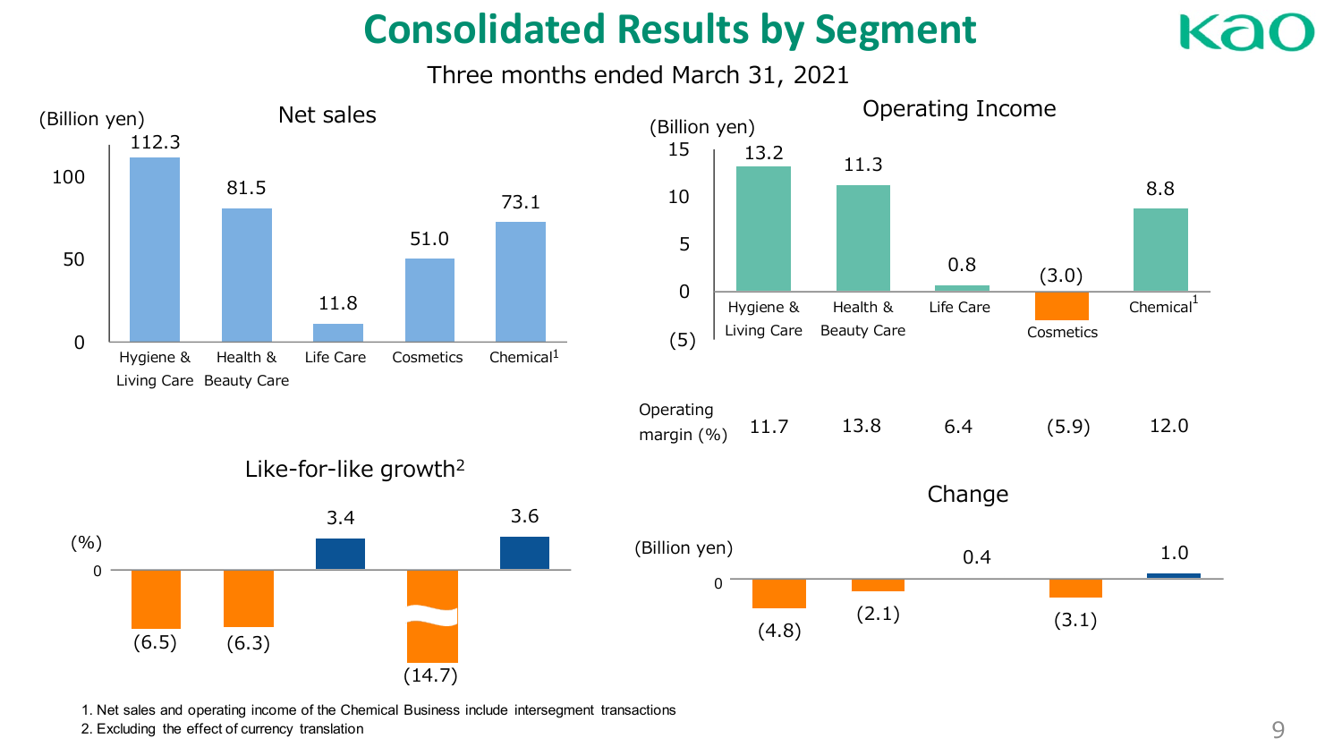# Consolidated Results by Segment

Three months ended March 31, 2021

## Net sales

(Billion yen)

100
50
0

112.3
81.5
11.8
51.0
73.1

Hygiene & Living Care
Health & Beauty Care
Life Care
Cosmetics
Chemical[1]

## Operating Income

(Billion yen)

15
10
5
0
(5)

13.2
11.3
0.8
(3.0)
8.8

Hygiene & Living Care
Health & Beauty Care
Life Care
Cosmetics
Chemical[1]

Operating margin (%)
11.7
13.8
6.4
(5.9)
12.0

## Like-for-like growth[2]

(%)
0

(6.5)
(6.3)
3.4
(14.7)
3.6

## Change

(Billion yen)
0

(4.8)
(2.1)
0.4
(3.1)
1.0

1. Net sales and operating income of the Chemical Business include intersegment transactions
2. Excluding the effect of currency translation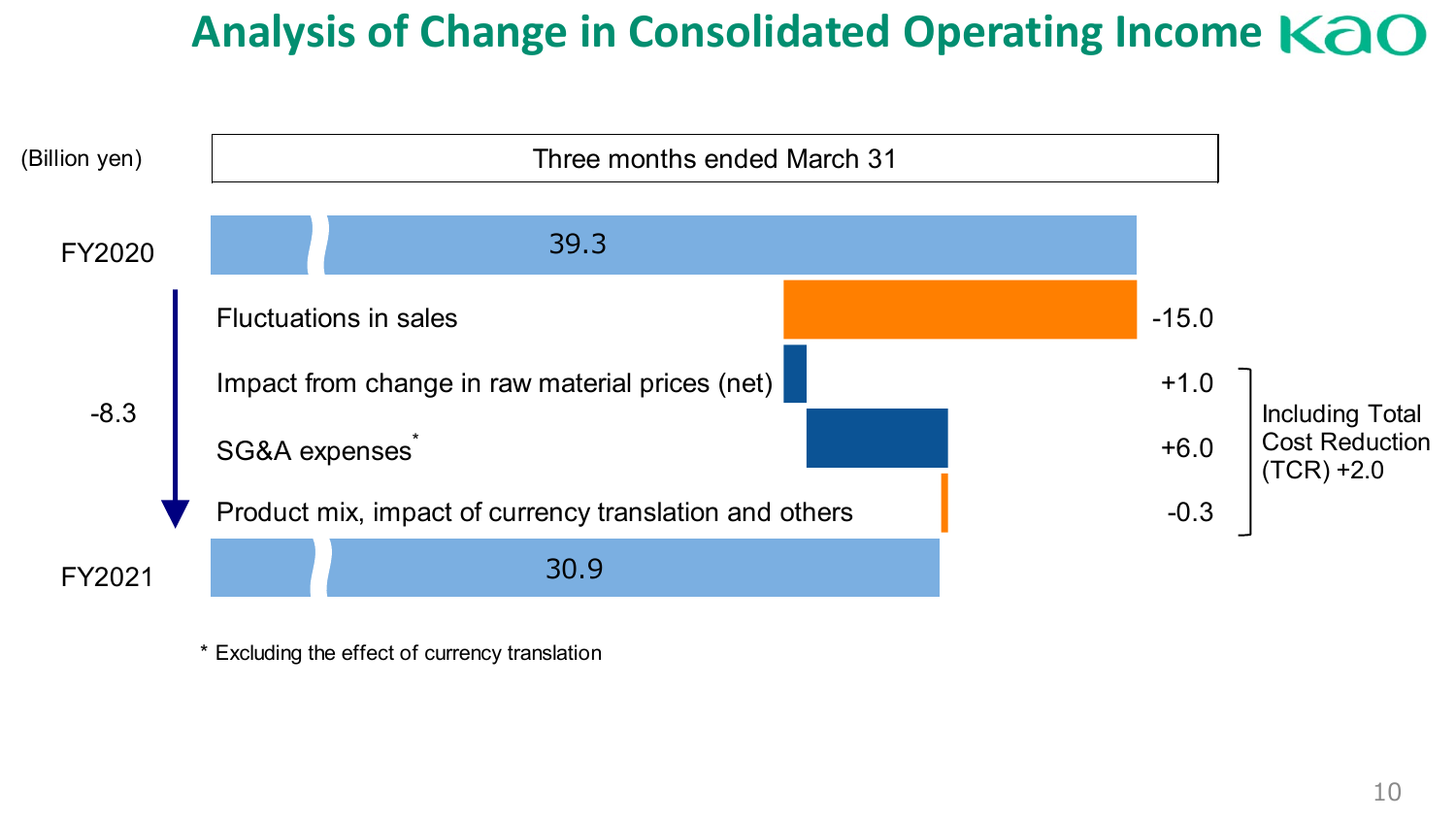# Analysis of Change in Consolidated Operating Income

(Billion yen)

| | Three months ended March 31 |
|---|---|
| FY2020 | 39.3 |
| Fluctuations in sales | -15.0 |
| Impact from change in raw material prices (net) | +1.0 |
| SG&A expenses* | +6.0 |
| Product mix, impact of currency translation and others | -0.3 |
| FY2021 | 30.9 |

Total change: -8.3

Raw material prices, SG&A expenses, and product mix/others: Including Total Cost Reduction (TCR) +2.0

\* Excluding the effect of currency translation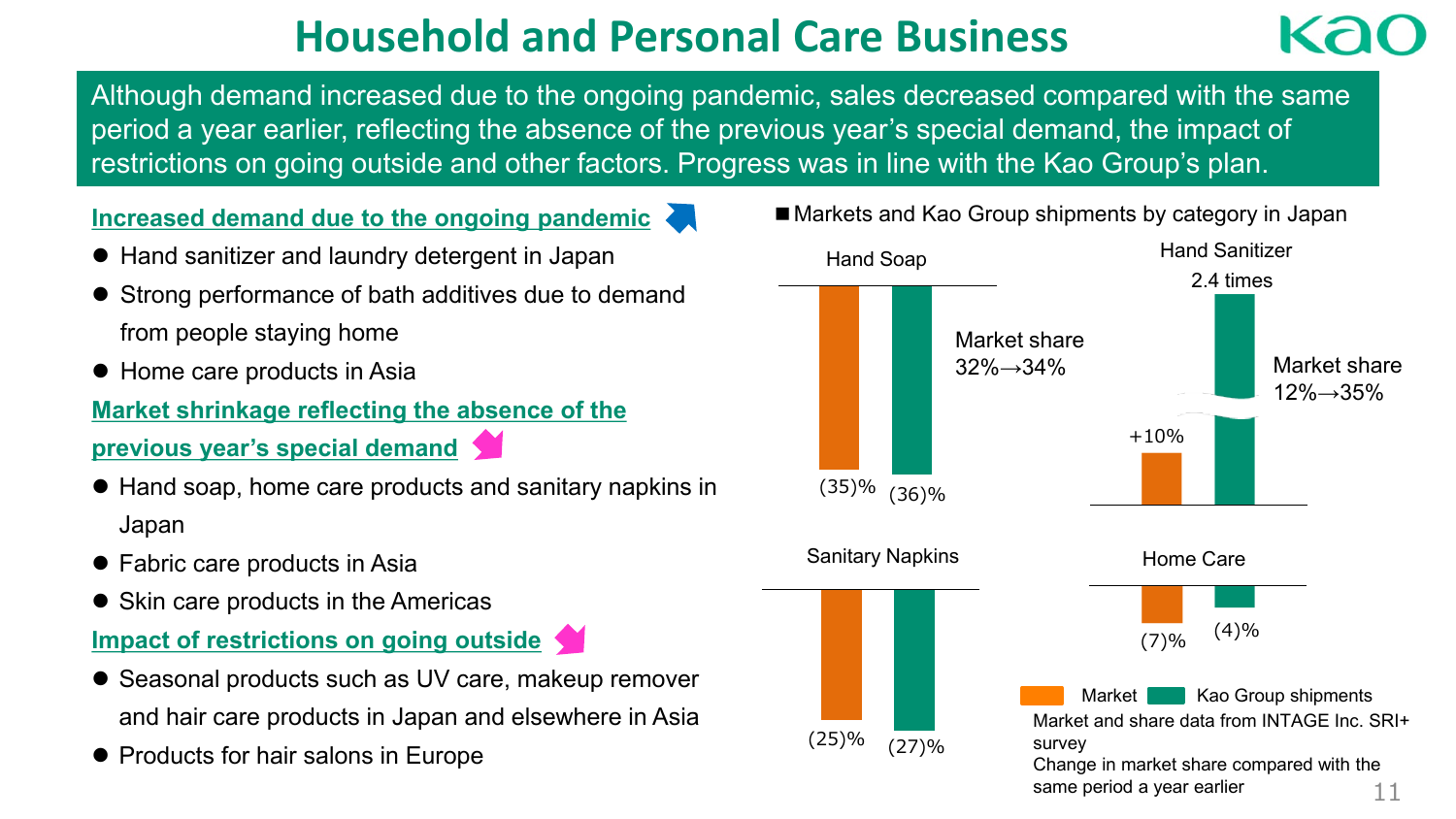# Household and Personal Care Business

Although demand increased due to the ongoing pandemic, sales decreased compared with the same period a year earlier, reflecting the absence of the previous year's special demand, the impact of restrictions on going outside and other factors. Progress was in line with the Kao Group's plan.

**Increased demand due to the ongoing pandemic**

- Hand sanitizer and laundry detergent in Japan
- Strong performance of bath additives due to demand from people staying home
- Home care products in Asia

**Market shrinkage reflecting the absence of the previous year's special demand**

- Hand soap, home care products and sanitary napkins in Japan
- Fabric care products in Asia
- Skin care products in the Americas

**Impact of restrictions on going outside**

- Seasonal products such as UV care, makeup remover and hair care products in Japan and elsewhere in Asia
- Products for hair salons in Europe

■ Markets and Kao Group shipments by category in Japan

Hand Soap
Market share 32%→34%
(35)%
(36)%

Hand Sanitizer
2.4 times
Market share 12%→35%
+10%

Sanitary Napkins
(25)%
(27)%

Home Care
(7)%
(4)%

Market　Kao Group shipments

Market and share data from INTAGE Inc. SRI+ survey
Change in market share compared with the same period a year earlier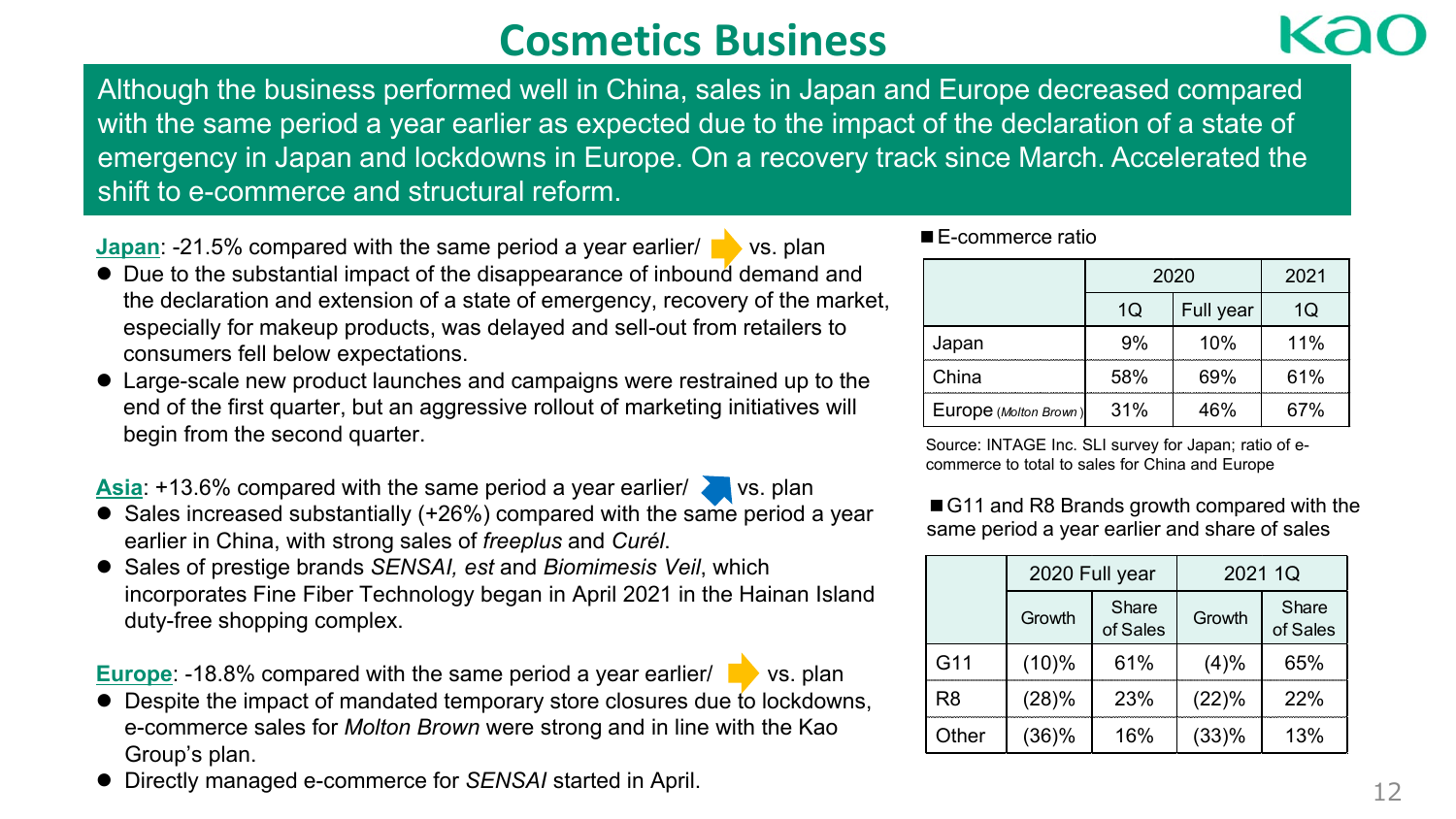# Cosmetics Business

Although the business performed well in China, sales in Japan and Europe decreased compared with the same period a year earlier as expected due to the impact of the declaration of a state of emergency in Japan and lockdowns in Europe. On a recovery track since March. Accelerated the shift to e-commerce and structural reform.

**Japan**: -21.5% compared with the same period a year earlier/ ➡ vs. plan

- Due to the substantial impact of the disappearance of inbound demand and the declaration and extension of a state of emergency, recovery of the market, especially for makeup products, was delayed and sell-out from retailers to consumers fell below expectations.
- Large-scale new product launches and campaigns were restrained up to the end of the first quarter, but an aggressive rollout of marketing initiatives will begin from the second quarter.

**Asia**: +13.6% compared with the same period a year earlier/ ↗ vs. plan

- Sales increased substantially (+26%) compared with the same period a year earlier in China, with strong sales of *freeplus* and *Curél*.
- Sales of prestige brands *SENSAI, est* and *Biomimesis Veil*, which incorporates Fine Fiber Technology began in April 2021 in the Hainan Island duty-free shopping complex.

**Europe**: -18.8% compared with the same period a year earlier/ ➡ vs. plan

- Despite the impact of mandated temporary store closures due to lockdowns, e-commerce sales for *Molton Brown* were strong and in line with the Kao Group's plan.
- Directly managed e-commerce for *SENSAI* started in April.

■E-commerce ratio

| | 2020 | | 2021 |
|---|---|---|---|
| | 1Q | Full year | 1Q |
| Japan | 9% | 10% | 11% |
| China | 58% | 69% | 61% |
| Europe (*Molton Brown*) | 31% | 46% | 67% |

Source: INTAGE Inc. SLI survey for Japan; ratio of e-commerce to total to sales for China and Europe

■G11 and R8 Brands growth compared with the same period a year earlier and share of sales

| | 2020 Full year | | 2021 1Q | |
|---|---|---|---|---|
| | Growth | Share of Sales | Growth | Share of Sales |
| G11 | (10)% | 61% | (4)% | 65% |
| R8 | (28)% | 23% | (22)% | 22% |
| Other | (36)% | 16% | (33)% | 13% |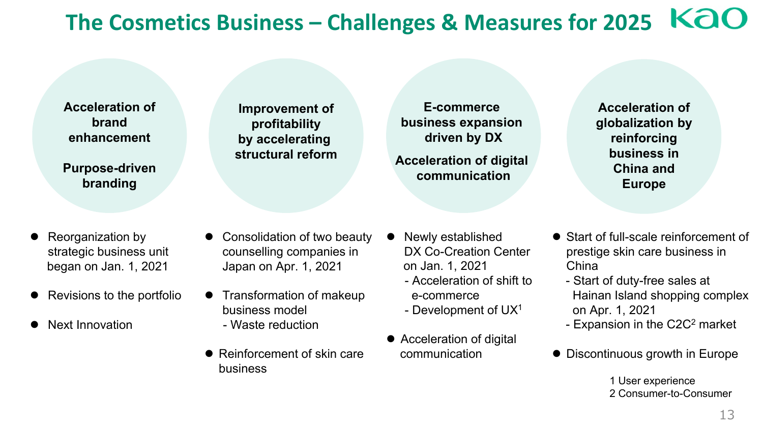# The Cosmetics Business – Challenges & Measures for 2025

Kao

### Acceleration of brand enhancement

### Purpose-driven branding

- Reorganization by strategic business unit began on Jan. 1, 2021
- Revisions to the portfolio
- Next Innovation

### Improvement of profitability by accelerating structural reform

- Consolidation of two beauty counselling companies in Japan on Apr. 1, 2021
- Transformation of makeup business model
  - Waste reduction
- Reinforcement of skin care business

### E-commerce business expansion driven by DX

### Acceleration of digital communication

- Newly established DX Co-Creation Center on Jan. 1, 2021
  - Acceleration of shift to e-commerce
  - Development of UX[1]
- Acceleration of digital communication

### Acceleration of globalization by reinforcing business in China and Europe

- Start of full-scale reinforcement of prestige skin care business in China
  - Start of duty-free sales at Hainan Island shopping complex on Apr. 1, 2021
  - Expansion in the C2C[2] market
- Discontinuous growth in Europe

1 User experience
2 Consumer-to-Consumer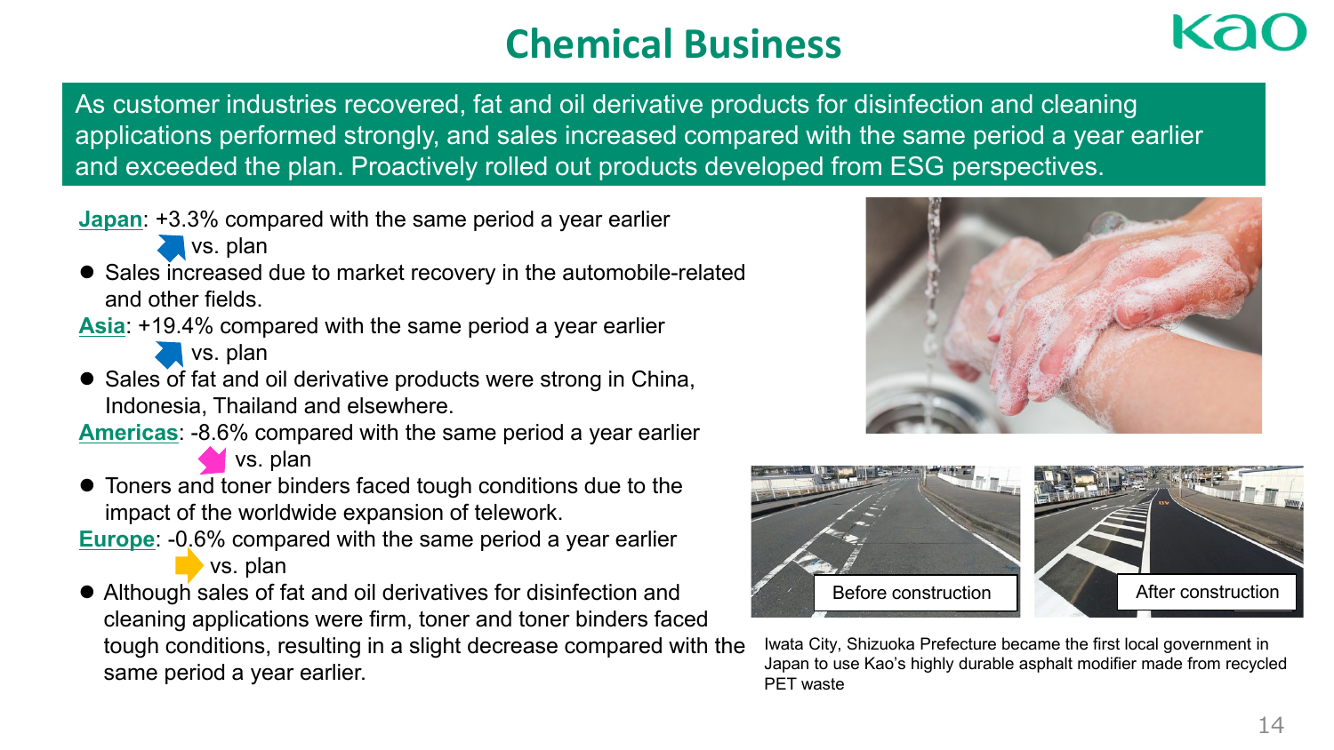# Chemical Business

As customer industries recovered, fat and oil derivative products for disinfection and cleaning applications performed strongly, and sales increased compared with the same period a year earlier and exceeded the plan. Proactively rolled out products developed from ESG perspectives.

**Japan**: +3.3% compared with the same period a year earlier
vs. plan

- Sales increased due to market recovery in the automobile-related and other fields.

**Asia**: +19.4% compared with the same period a year earlier
vs. plan

- Sales of fat and oil derivative products were strong in China, Indonesia, Thailand and elsewhere.

**Americas**: -8.6% compared with the same period a year earlier
vs. plan

- Toners and toner binders faced tough conditions due to the impact of the worldwide expansion of telework.

**Europe**: -0.6% compared with the same period a year earlier
vs. plan

- Although sales of fat and oil derivatives for disinfection and cleaning applications were firm, toner and toner binders faced tough conditions, resulting in a slight decrease compared with the same period a year earlier.

Before construction

After construction

Iwata City, Shizuoka Prefecture became the first local government in Japan to use Kao's highly durable asphalt modifier made from recycled PET waste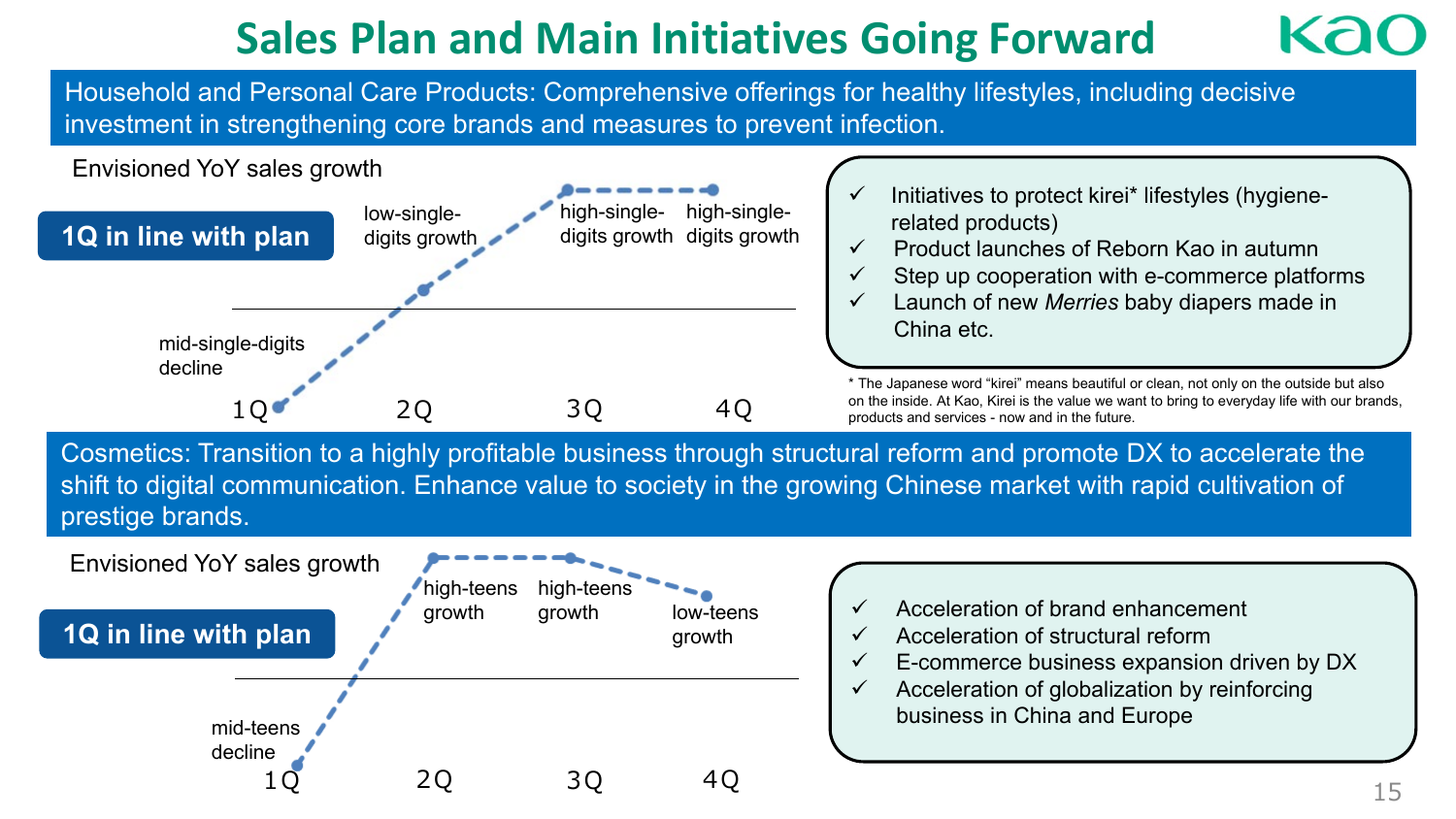# Sales Plan and Main Initiatives Going Forward

## Household and Personal Care Products: Comprehensive offerings for healthy lifestyles, including decisive investment in strengthening core brands and measures to prevent infection.

Envisioned YoY sales growth

**1Q in line with plan**

1Q: mid-single-digits decline
2Q: low-single-digits growth
3Q: high-single-digits growth
4Q: high-single-digits growth

- ✓ Initiatives to protect kirei* lifestyles (hygiene-related products)
- ✓ Product launches of Reborn Kao in autumn
- ✓ Step up cooperation with e-commerce platforms
- ✓ Launch of new *Merries* baby diapers made in China etc.

\* The Japanese word "kirei" means beautiful or clean, not only on the outside but also on the inside. At Kao, Kirei is the value we want to bring to everyday life with our brands, products and services - now and in the future.

## Cosmetics: Transition to a highly profitable business through structural reform and promote DX to accelerate the shift to digital communication. Enhance value to society in the growing Chinese market with rapid cultivation of prestige brands.

Envisioned YoY sales growth

**1Q in line with plan**

1Q: mid-teens decline
2Q: high-teens growth
3Q: high-teens growth
4Q: low-teens growth

- ✓ Acceleration of brand enhancement
- ✓ Acceleration of structural reform
- ✓ E-commerce business expansion driven by DX
- ✓ Acceleration of globalization by reinforcing business in China and Europe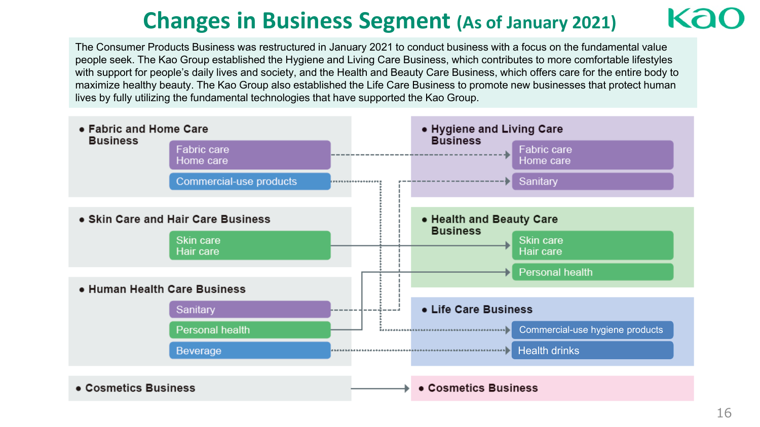# Changes in Business Segment (As of January 2021)

The Consumer Products Business was restructured in January 2021 to conduct business with a focus on the fundamental value people seek. The Kao Group established the Hygiene and Living Care Business, which contributes to more comfortable lifestyles with support for people's daily lives and society, and the Health and Beauty Care Business, which offers care for the entire body to maximize healthy beauty. The Kao Group also established the Life Care Business to promote new businesses that protect human lives by fully utilizing the fundamental technologies that have supported the Kao Group.

• Fabric and Home Care Business
- Fabric care, Home care → Hygiene and Living Care Business: Fabric care, Home care
- Commercial-use products → Life Care Business: Commercial-use hygiene products

• Skin Care and Hair Care Business
- Skin care, Hair care → Health and Beauty Care Business: Skin care, Hair care

• Human Health Care Business
- Sanitary → Hygiene and Living Care Business: Sanitary
- Personal health → Health and Beauty Care Business: Personal health
- Beverage → Life Care Business: Health drinks

• Cosmetics Business → • Cosmetics Business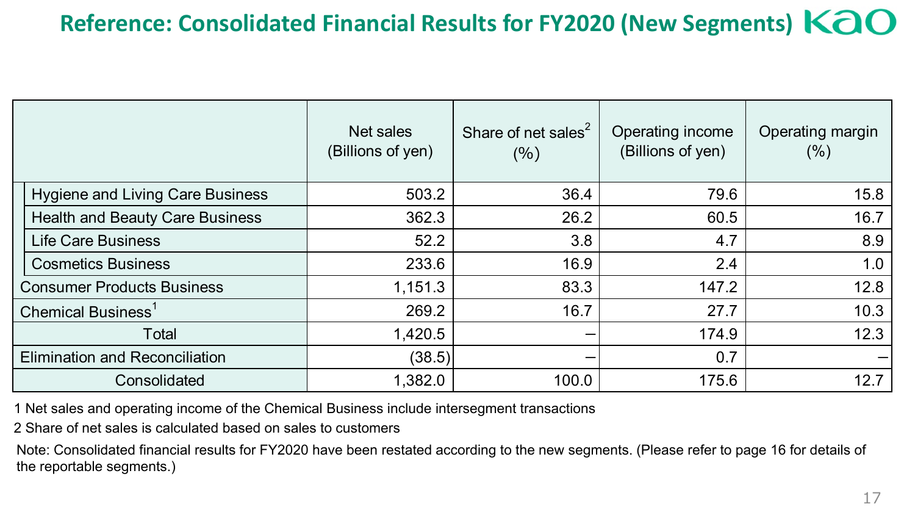# Reference: Consolidated Financial Results for FY2020 (New Segments)

| | Net sales (Billions of yen) | Share of net sales[2] (%) | Operating income (Billions of yen) | Operating margin (%) |
|---|---|---|---|---|
| Hygiene and Living Care Business | 503.2 | 36.4 | 79.6 | 15.8 |
| Health and Beauty Care Business | 362.3 | 26.2 | 60.5 | 16.7 |
| Life Care Business | 52.2 | 3.8 | 4.7 | 8.9 |
| Cosmetics Business | 233.6 | 16.9 | 2.4 | 1.0 |
| Consumer Products Business | 1,151.3 | 83.3 | 147.2 | 12.8 |
| Chemical Business[1] | 269.2 | 16.7 | 27.7 | 10.3 |
| Total | 1,420.5 | – | 174.9 | 12.3 |
| Elimination and Reconciliation | (38.5) | – | 0.7 | – |
| Consolidated | 1,382.0 | 100.0 | 175.6 | 12.7 |

1 Net sales and operating income of the Chemical Business include intersegment transactions

2 Share of net sales is calculated based on sales to customers

Note: Consolidated financial results for FY2020 have been restated according to the new segments. (Please refer to page 16 for details of the reportable segments.)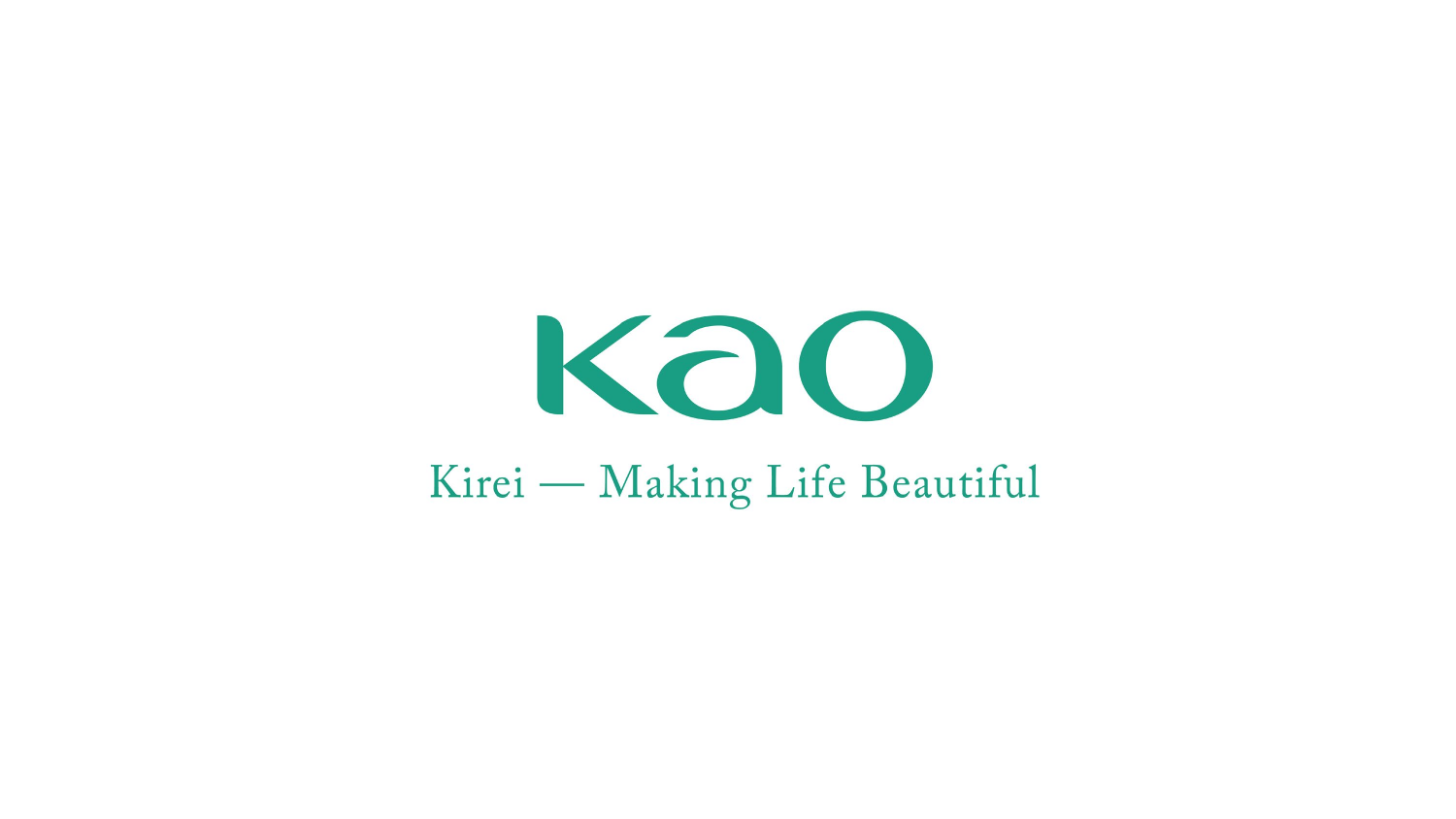Kao

Kirei — Making Life Beautiful